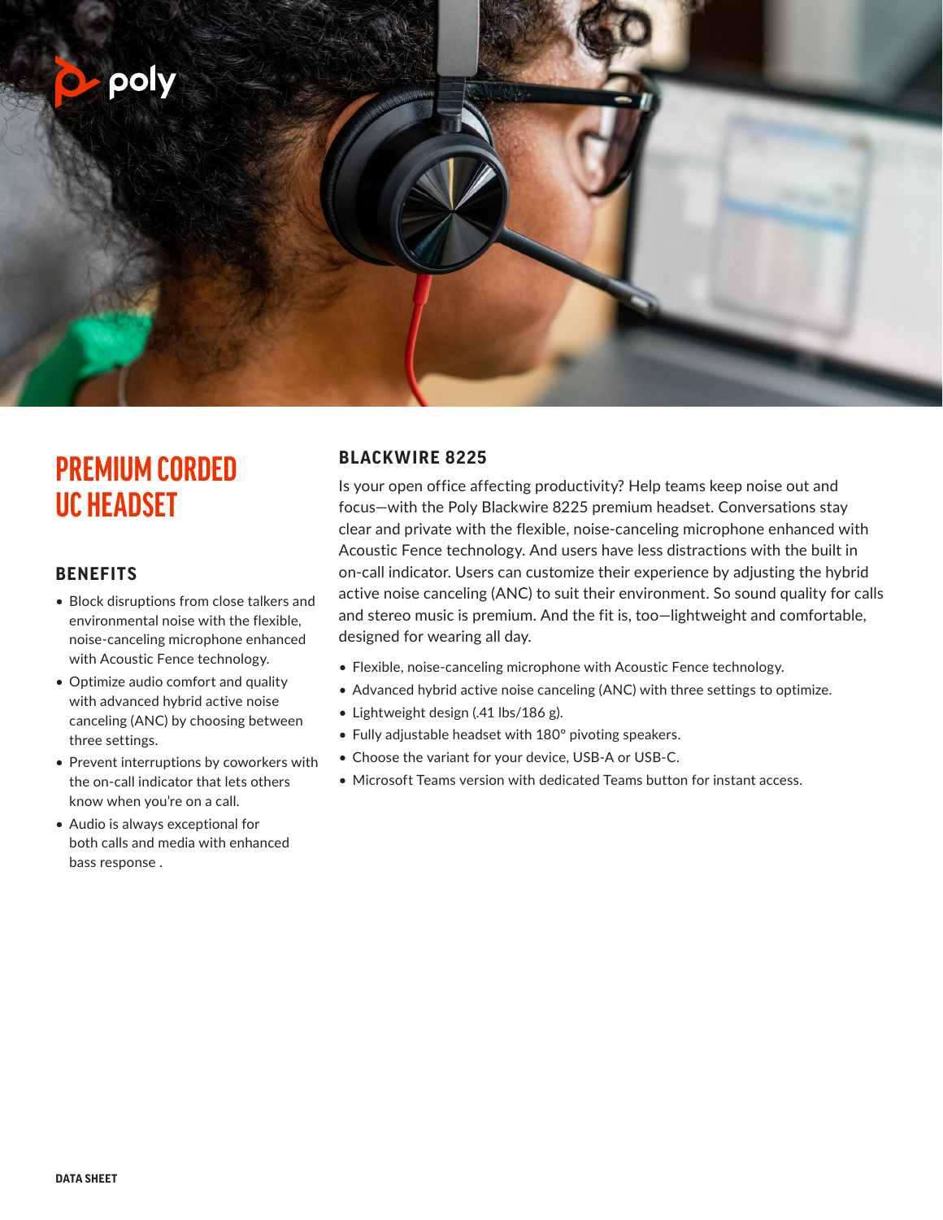# PREMIUM CORDED UC HEADSET

## BENEFITS

- Block disruptions from close talkers and environmental noise with the flexible, noise-canceling microphone enhanced with Acoustic Fence technology.
- Optimize audio comfort and quality with advanced hybrid active noise canceling (ANC) by choosing between three settings.
- Prevent interruptions by coworkers with the on-call indicator that lets others know when you're on a call.
- Audio is always exceptional for both calls and media with enhanced bass response .

## BLACKWIRE 8225

Is your open office affecting productivity? Help teams keep noise out and focus—with the Poly Blackwire 8225 premium headset. Conversations stay clear and private with the flexible, noise-canceling microphone enhanced with Acoustic Fence technology. And users have less distractions with the built in on-call indicator. Users can customize their experience by adjusting the hybrid active noise canceling (ANC) to suit their environment. So sound quality for calls and stereo music is premium. And the fit is, too—lightweight and comfortable, designed for wearing all day.

- Flexible, noise-canceling microphone with Acoustic Fence technology.
- Advanced hybrid active noise canceling (ANC) with three settings to optimize.
- Lightweight design (.41 lbs/186 g).
- Fully adjustable headset with 180° pivoting speakers.
- Choose the variant for your device, USB-A or USB-C.
- Microsoft Teams version with dedicated Teams button for instant access.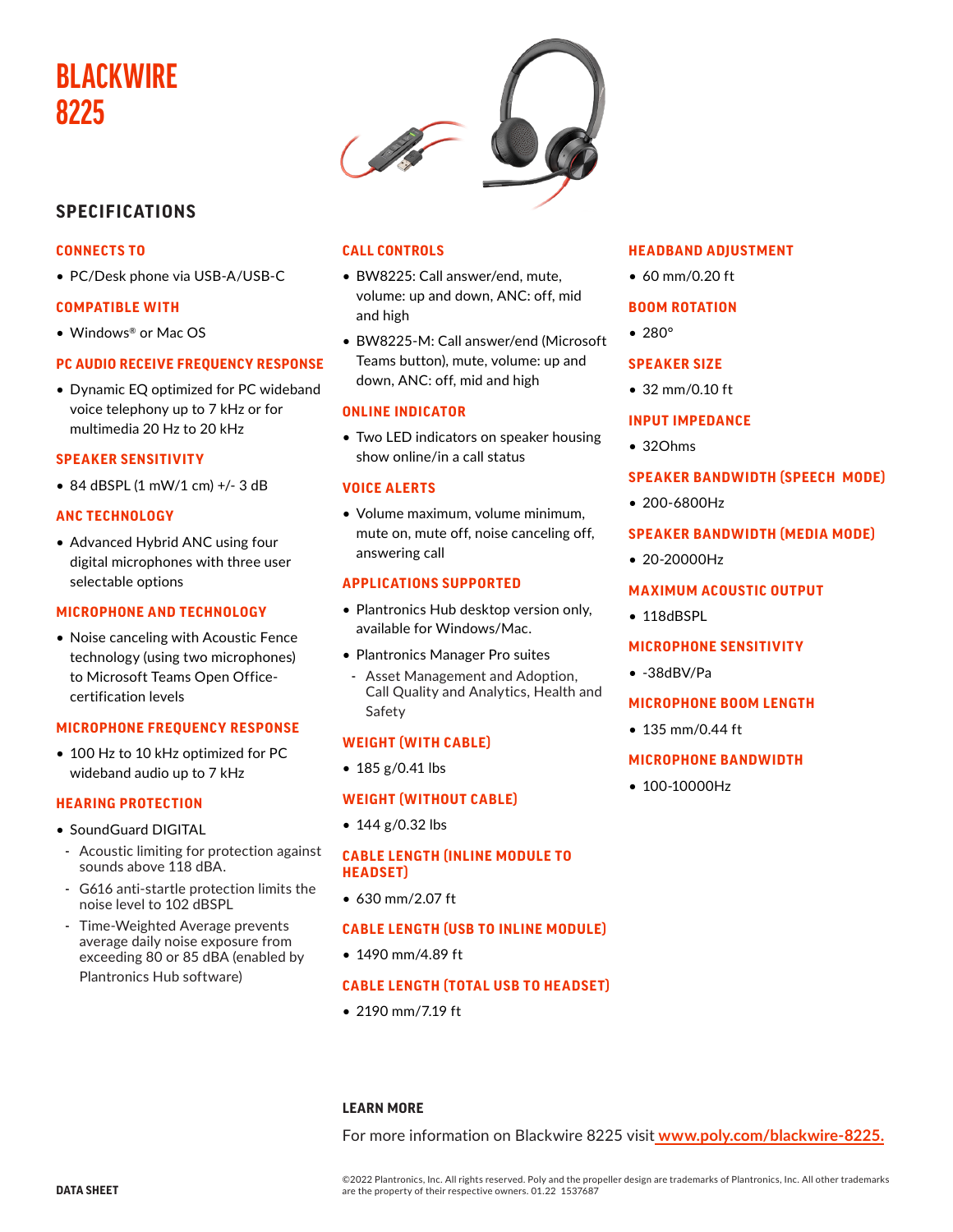# BLACKWIRE 8225

## SPECIFICATIONS

### CONNECTS TO

- PC/Desk phone via USB-A/USB-C

### COMPATIBLE WITH

- Windows® or Mac OS

### PC AUDIO RECEIVE FREQUENCY RESPONSE

- Dynamic EQ optimized for PC wideband voice telephony up to 7 kHz or for multimedia 20 Hz to 20 kHz

### SPEAKER SENSITIVITY

- 84 dBSPL (1 mW/1 cm) +/- 3 dB

### ANC TECHNOLOGY

- Advanced Hybrid ANC using four digital microphones with three user selectable options

### MICROPHONE AND TECHNOLOGY

- Noise canceling with Acoustic Fence technology (using two microphones) to Microsoft Teams Open Office-certification levels

### MICROPHONE FREQUENCY RESPONSE

- 100 Hz to 10 kHz optimized for PC wideband audio up to 7 kHz

### HEARING PROTECTION

- SoundGuard DIGITAL
  - Acoustic limiting for protection against sounds above 118 dBA.
  - G616 anti-startle protection limits the noise level to 102 dBSPL
  - Time-Weighted Average prevents average daily noise exposure from exceeding 80 or 85 dBA (enabled by Plantronics Hub software)

### CALL CONTROLS

- BW8225: Call answer/end, mute, volume: up and down, ANC: off, mid and high
- BW8225-M: Call answer/end (Microsoft Teams button), mute, volume: up and down, ANC: off, mid and high

### ONLINE INDICATOR

- Two LED indicators on speaker housing show online/in a call status

### VOICE ALERTS

- Volume maximum, volume minimum, mute on, mute off, noise canceling off, answering call

### APPLICATIONS SUPPORTED

- Plantronics Hub desktop version only, available for Windows/Mac.
- Plantronics Manager Pro suites
  - Asset Management and Adoption, Call Quality and Analytics, Health and Safety

### WEIGHT (WITH CABLE)

- 185 g/0.41 lbs

### WEIGHT (WITHOUT CABLE)

- 144 g/0.32 lbs

### CABLE LENGTH (INLINE MODULE TO HEADSET)

- 630 mm/2.07 ft

### CABLE LENGTH (USB TO INLINE MODULE)

- 1490 mm/4.89 ft

### CABLE LENGTH (TOTAL USB TO HEADSET)

- 2190 mm/7.19 ft

### HEADBAND ADJUSTMENT

- 60 mm/0.20 ft

### BOOM ROTATION

- 280°

### SPEAKER SIZE

- 32 mm/0.10 ft

### INPUT IMPEDANCE

- 32Ohms

### SPEAKER BANDWIDTH (SPEECH MODE)

- 200-6800Hz

### SPEAKER BANDWIDTH (MEDIA MODE)

- 20-20000Hz

### MAXIMUM ACOUSTIC OUTPUT

- 118dBSPL

### MICROPHONE SENSITIVITY

- -38dBV/Pa

### MICROPHONE BOOM LENGTH

- 135 mm/0.44 ft

### MICROPHONE BANDWIDTH

- 100-10000Hz

### LEARN MORE

For more information on Blackwire 8225 visit www.poly.com/blackwire-8225.

DATA SHEET

©2022 Plantronics, Inc. All rights reserved. Poly and the propeller design are trademarks of Plantronics, Inc. All other trademarks are the property of their respective owners. 01.22 1537687